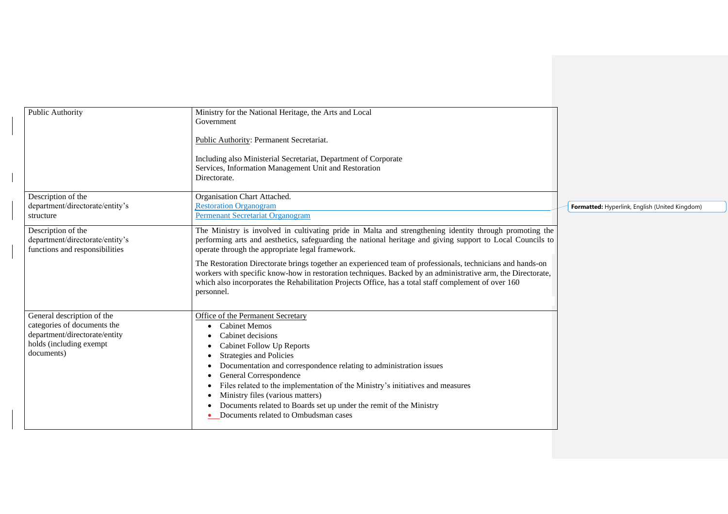| Public Authority | Ministry for the National Heritage, the Arts and Local Government<br><br>Public Authority: Permanent Secretariat.<br><br>Including also Ministerial Secretariat, Department of Corporate Services, Information Management Unit and Restoration Directorate. |
|---|---|
| Description of the department/directorate/entity's structure | Organisation Chart Attached.<br>Restoration Organogram<br>Permenant Secretariat Organogram |
| Description of the department/directorate/entity's functions and responsibilities | The Ministry is involved in cultivating pride in Malta and strengthening identity through promoting the performing arts and aesthetics, safeguarding the national heritage and giving support to Local Councils to operate through the appropriate legal framework.<br><br>The Restoration Directorate brings together an experienced team of professionals, technicians and hands-on workers with specific know-how in restoration techniques. Backed by an administrative arm, the Directorate, which also incorporates the Rehabilitation Projects Office, has a total staff complement of over 160 personnel. |
| General description of the categories of documents the department/directorate/entity holds (including exempt documents) | Office of the Permanent Secretary<br>• Cabinet Memos<br>• Cabinet decisions<br>• Cabinet Follow Up Reports<br>• Strategies and Policies<br>• Documentation and correspondence relating to administration issues<br>• General Correspondence<br>• Files related to the implementation of the Ministry's initiatives and measures<br>• Ministry files (various matters)<br>• Documents related to Boards set up under the remit of the Ministry<br>• Documents related to Ombudsman cases |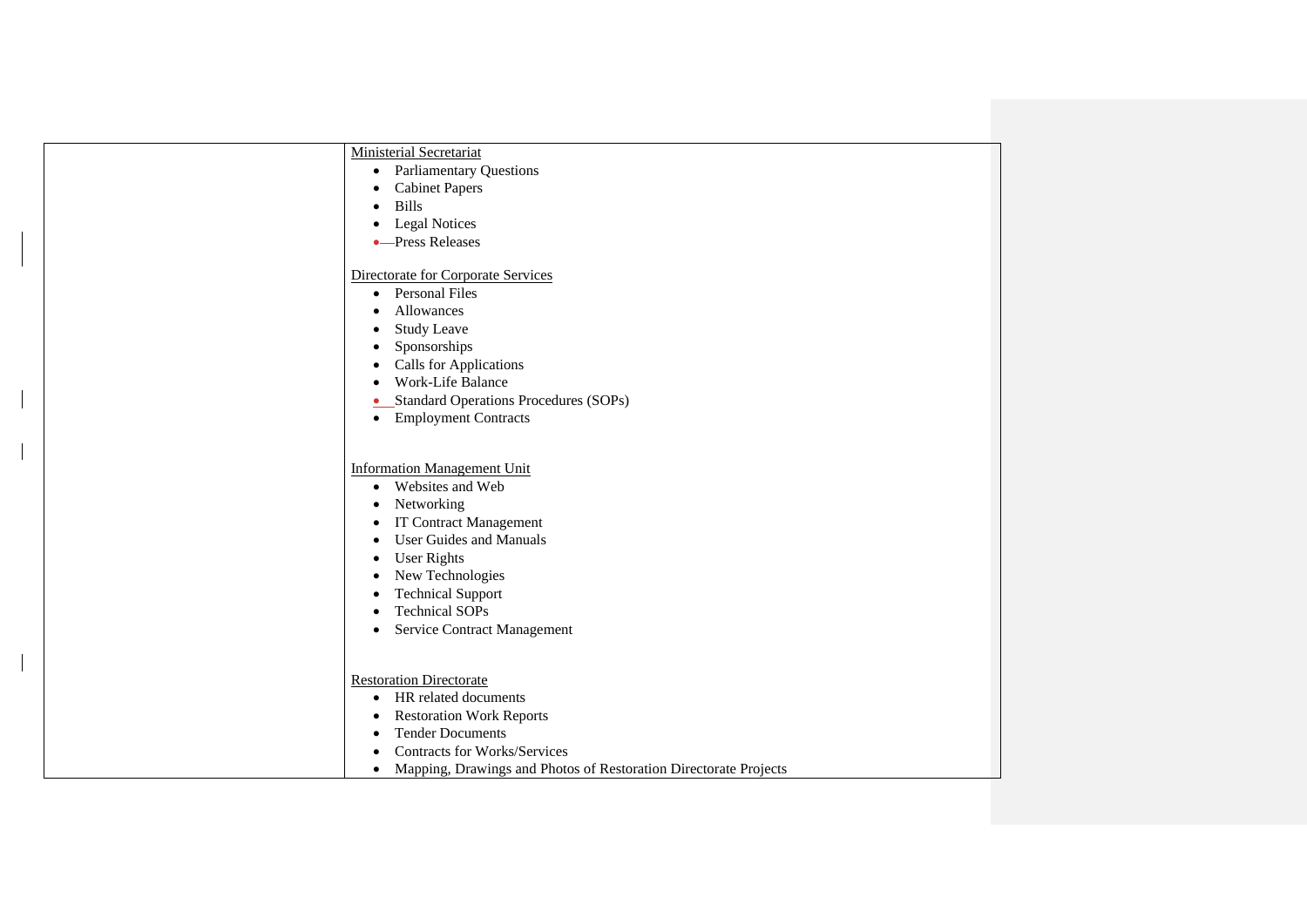| | Ministerial Secretariat<br>• Parliamentary Questions<br>• Cabinet Papers<br>• Bills<br>• Legal Notices<br>• Press Releases<br><br>Directorate for Corporate Services<br>• Personal Files<br>• Allowances<br>• Study Leave<br>• Sponsorships<br>• Calls for Applications<br>• Work-Life Balance<br>• Standard Operations Procedures (SOPs)<br>• Employment Contracts<br><br>Information Management Unit<br>• Websites and Web<br>• Networking<br>• IT Contract Management<br>• User Guides and Manuals<br>• User Rights<br>• New Technologies<br>• Technical Support<br>• Technical SOPs<br>• Service Contract Management<br><br>Restoration Directorate<br>• HR related documents<br>• Restoration Work Reports<br>• Tender Documents<br>• Contracts for Works/Services<br>• Mapping, Drawings and Photos of Restoration Directorate Projects |
|---|---|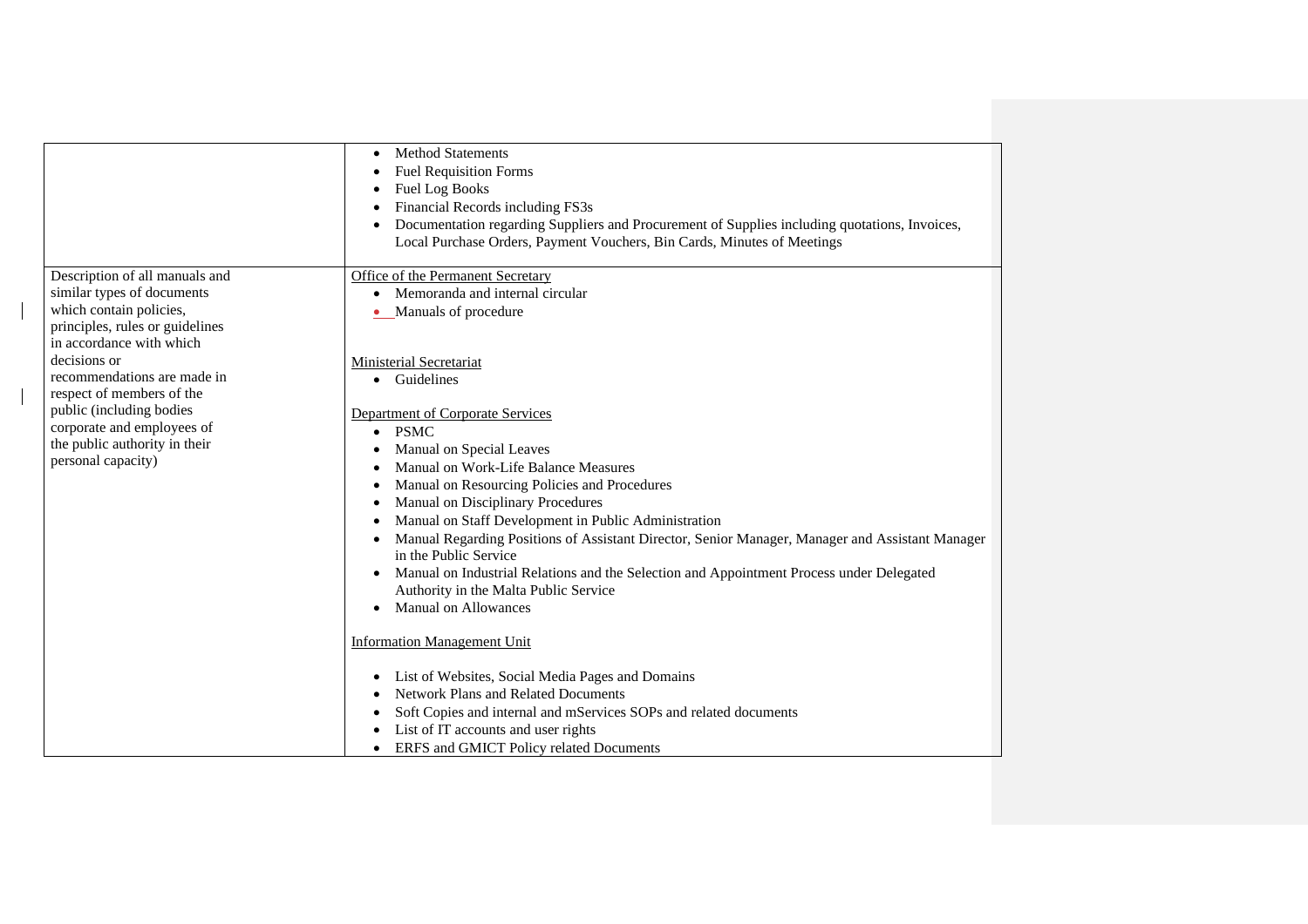| | |
|---|---|
| | • Method Statements<br>• Fuel Requisition Forms<br>• Fuel Log Books<br>• Financial Records including FS3s<br>• Documentation regarding Suppliers and Procurement of Supplies including quotations, Invoices, Local Purchase Orders, Payment Vouchers, Bin Cards, Minutes of Meetings |
| Description of all manuals and similar types of documents which contain policies, principles, rules or guidelines in accordance with which decisions or recommendations are made in respect of members of the public (including bodies corporate and employees of the public authority in their personal capacity) | Office of the Permanent Secretary<br>• Memoranda and internal circular<br>• Manuals of procedure<br><br>Ministerial Secretariat<br>• Guidelines<br><br>Department of Corporate Services<br>• PSMC<br>• Manual on Special Leaves<br>• Manual on Work-Life Balance Measures<br>• Manual on Resourcing Policies and Procedures<br>• Manual on Disciplinary Procedures<br>• Manual on Staff Development in Public Administration<br>• Manual Regarding Positions of Assistant Director, Senior Manager, Manager and Assistant Manager in the Public Service<br>• Manual on Industrial Relations and the Selection and Appointment Process under Delegated Authority in the Malta Public Service<br>• Manual on Allowances<br><br>Information Management Unit<br><br>• List of Websites, Social Media Pages and Domains<br>• Network Plans and Related Documents<br>• Soft Copies and internal and mServices SOPs and related documents<br>• List of IT accounts and user rights<br>• ERFS and GMICT Policy related Documents |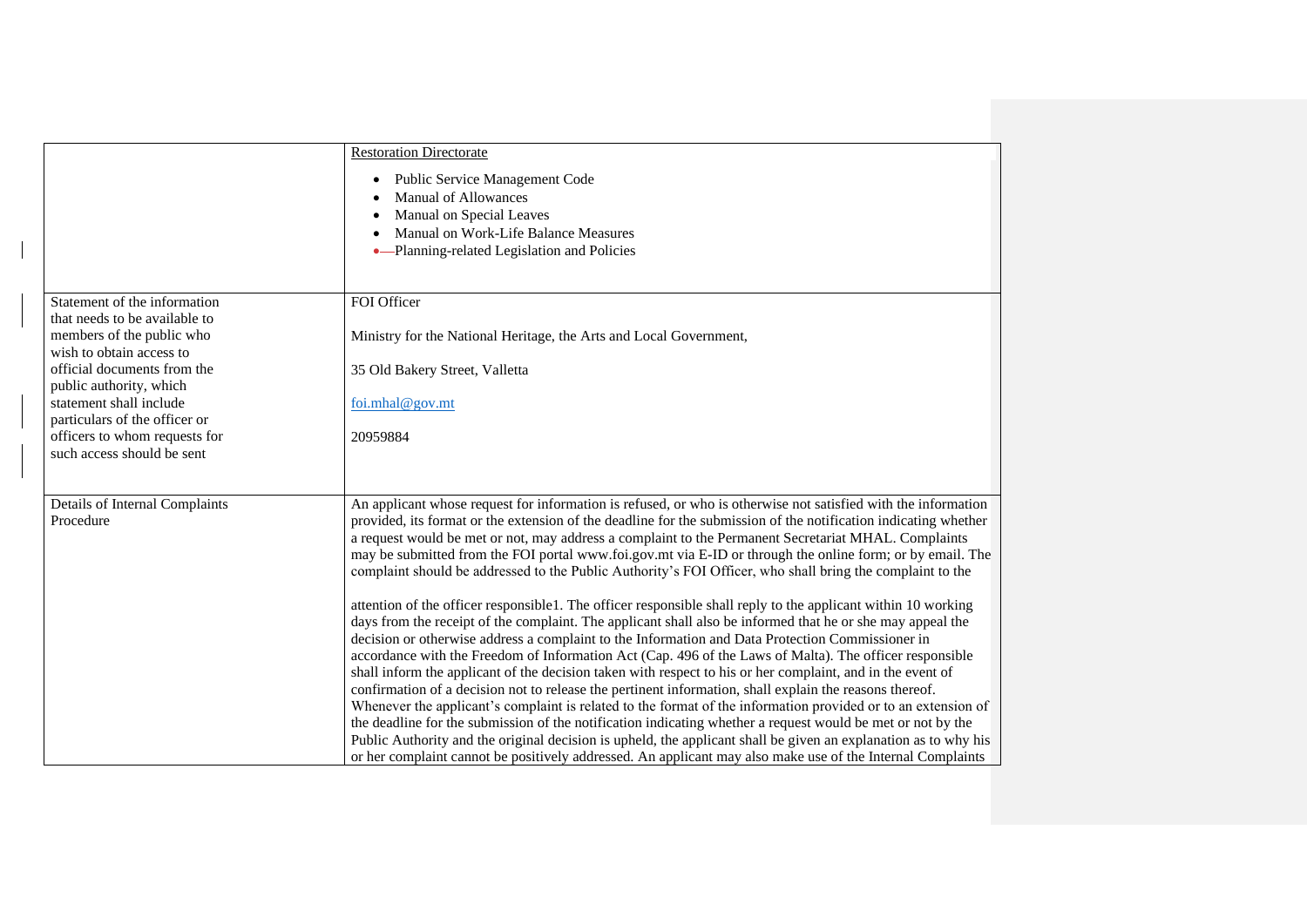| | |
|---|---|
| | Restoration Directorate<br>• Public Service Management Code<br>• Manual of Allowances<br>• Manual on Special Leaves<br>• Manual on Work-Life Balance Measures<br>• Planning-related Legislation and Policies |
| Statement of the information that needs to be available to members of the public who wish to obtain access to official documents from the public authority, which statement shall include particulars of the officer or officers to whom requests for such access should be sent | FOI Officer<br><br>Ministry for the National Heritage, the Arts and Local Government,<br><br>35 Old Bakery Street, Valletta<br><br>foi.mhal@gov.mt<br><br>20959884 |
| Details of Internal Complaints Procedure | An applicant whose request for information is refused, or who is otherwise not satisfied with the information provided, its format or the extension of the deadline for the submission of the notification indicating whether a request would be met or not, may address a complaint to the Permanent Secretariat MHAL. Complaints may be submitted from the FOI portal www.foi.gov.mt via E-ID or through the online form; or by email. The complaint should be addressed to the Public Authority's FOI Officer, who shall bring the complaint to the attention of the officer responsible1. The officer responsible shall reply to the applicant within 10 working days from the receipt of the complaint. The applicant shall also be informed that he or she may appeal the decision or otherwise address a complaint to the Information and Data Protection Commissioner in accordance with the Freedom of Information Act (Cap. 496 of the Laws of Malta). The officer responsible shall inform the applicant of the decision taken with respect to his or her complaint, and in the event of confirmation of a decision not to release the pertinent information, shall explain the reasons thereof. Whenever the applicant's complaint is related to the format of the information provided or to an extension of the deadline for the submission of the notification indicating whether a request would be met or not by the Public Authority and the original decision is upheld, the applicant shall be given an explanation as to why his or her complaint cannot be positively addressed. An applicant may also make use of the Internal Complaints |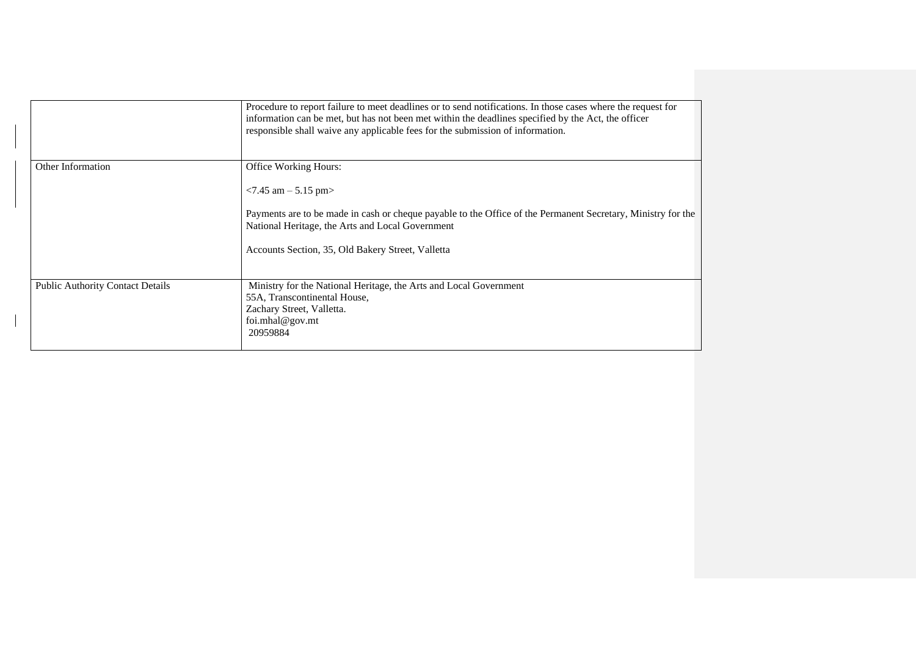| | |
|---|---|
| | Procedure to report failure to meet deadlines or to send notifications. In those cases where the request for information can be met, but has not been met within the deadlines specified by the Act, the officer responsible shall waive any applicable fees for the submission of information. |
| Other Information | Office Working Hours:<br><br><7.45 am – 5.15 pm><br><br>Payments are to be made in cash or cheque payable to the Office of the Permanent Secretary, Ministry for the National Heritage, the Arts and Local Government<br><br>Accounts Section, 35, Old Bakery Street, Valletta |
| Public Authority Contact Details | Ministry for the National Heritage, the Arts and Local Government<br>55A, Transcontinental House,<br>Zachary Street, Valletta.<br>foi.mhal@gov.mt<br>20959884 |